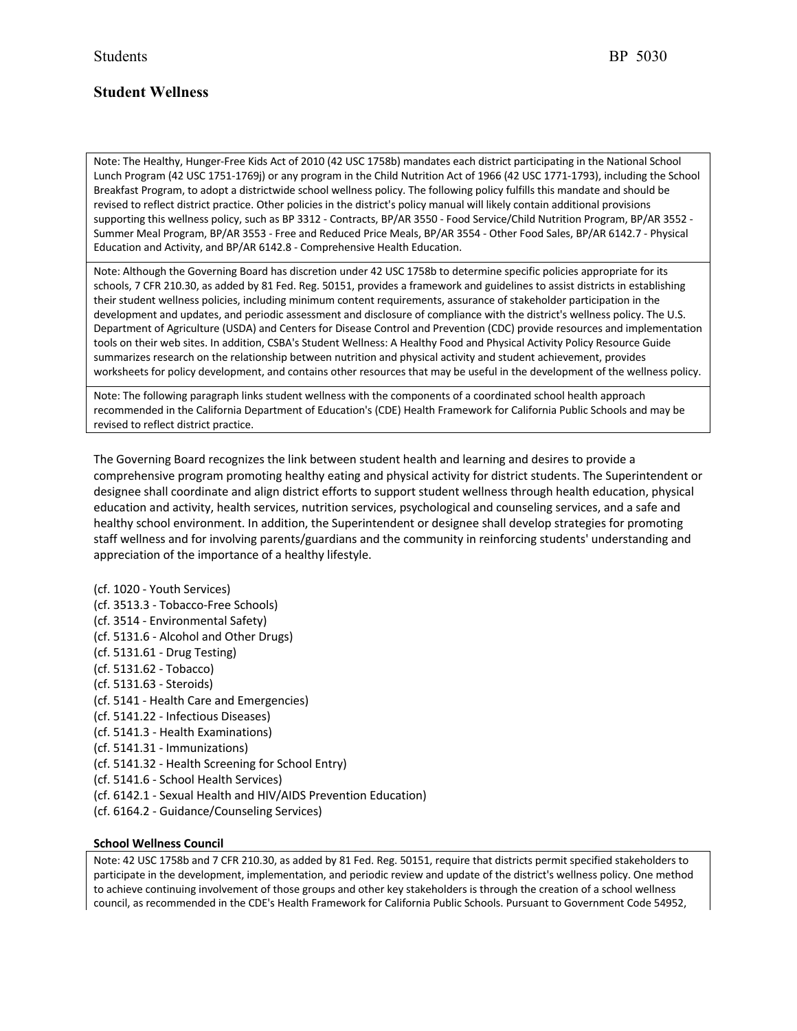Students BP 5030

# Student Wellness

> Note: The Healthy, Hunger-Free Kids Act of 2010 (42 USC 1758b) mandates each district participating in the National School Lunch Program (42 USC 1751-1769j) or any program in the Child Nutrition Act of 1966 (42 USC 1771-1793), including the School Breakfast Program, to adopt a districtwide school wellness policy. The following policy fulfills this mandate and should be revised to reflect district practice. Other policies in the district's policy manual will likely contain additional provisions supporting this wellness policy, such as BP 3312 - Contracts, BP/AR 3550 - Food Service/Child Nutrition Program, BP/AR 3552 - Summer Meal Program, BP/AR 3553 - Free and Reduced Price Meals, BP/AR 3554 - Other Food Sales, BP/AR 6142.7 - Physical Education and Activity, and BP/AR 6142.8 - Comprehensive Health Education.

> Note: Although the Governing Board has discretion under 42 USC 1758b to determine specific policies appropriate for its schools, 7 CFR 210.30, as added by 81 Fed. Reg. 50151, provides a framework and guidelines to assist districts in establishing their student wellness policies, including minimum content requirements, assurance of stakeholder participation in the development and updates, and periodic assessment and disclosure of compliance with the district's wellness policy. The U.S. Department of Agriculture (USDA) and Centers for Disease Control and Prevention (CDC) provide resources and implementation tools on their web sites. In addition, CSBA's Student Wellness: A Healthy Food and Physical Activity Policy Resource Guide summarizes research on the relationship between nutrition and physical activity and student achievement, provides worksheets for policy development, and contains other resources that may be useful in the development of the wellness policy.

> Note: The following paragraph links student wellness with the components of a coordinated school health approach recommended in the California Department of Education's (CDE) Health Framework for California Public Schools and may be revised to reflect district practice.

The Governing Board recognizes the link between student health and learning and desires to provide a comprehensive program promoting healthy eating and physical activity for district students. The Superintendent or designee shall coordinate and align district efforts to support student wellness through health education, physical education and activity, health services, nutrition services, psychological and counseling services, and a safe and healthy school environment. In addition, the Superintendent or designee shall develop strategies for promoting staff wellness and for involving parents/guardians and the community in reinforcing students' understanding and appreciation of the importance of a healthy lifestyle.

(cf. 1020 - Youth Services)  
(cf. 3513.3 - Tobacco-Free Schools)  
(cf. 3514 - Environmental Safety)  
(cf. 5131.6 - Alcohol and Other Drugs)  
(cf. 5131.61 - Drug Testing)  
(cf. 5131.62 - Tobacco)  
(cf. 5131.63 - Steroids)  
(cf. 5141 - Health Care and Emergencies)  
(cf. 5141.22 - Infectious Diseases)  
(cf. 5141.3 - Health Examinations)  
(cf. 5141.31 - Immunizations)  
(cf. 5141.32 - Health Screening for School Entry)  
(cf. 5141.6 - School Health Services)  
(cf. 6142.1 - Sexual Health and HIV/AIDS Prevention Education)  
(cf. 6164.2 - Guidance/Counseling Services)

**School Wellness Council**

> Note: 42 USC 1758b and 7 CFR 210.30, as added by 81 Fed. Reg. 50151, require that districts permit specified stakeholders to participate in the development, implementation, and periodic review and update of the district's wellness policy. One method to achieve continuing involvement of those groups and other key stakeholders is through the creation of a school wellness council, as recommended in the CDE's Health Framework for California Public Schools. Pursuant to Government Code 54952,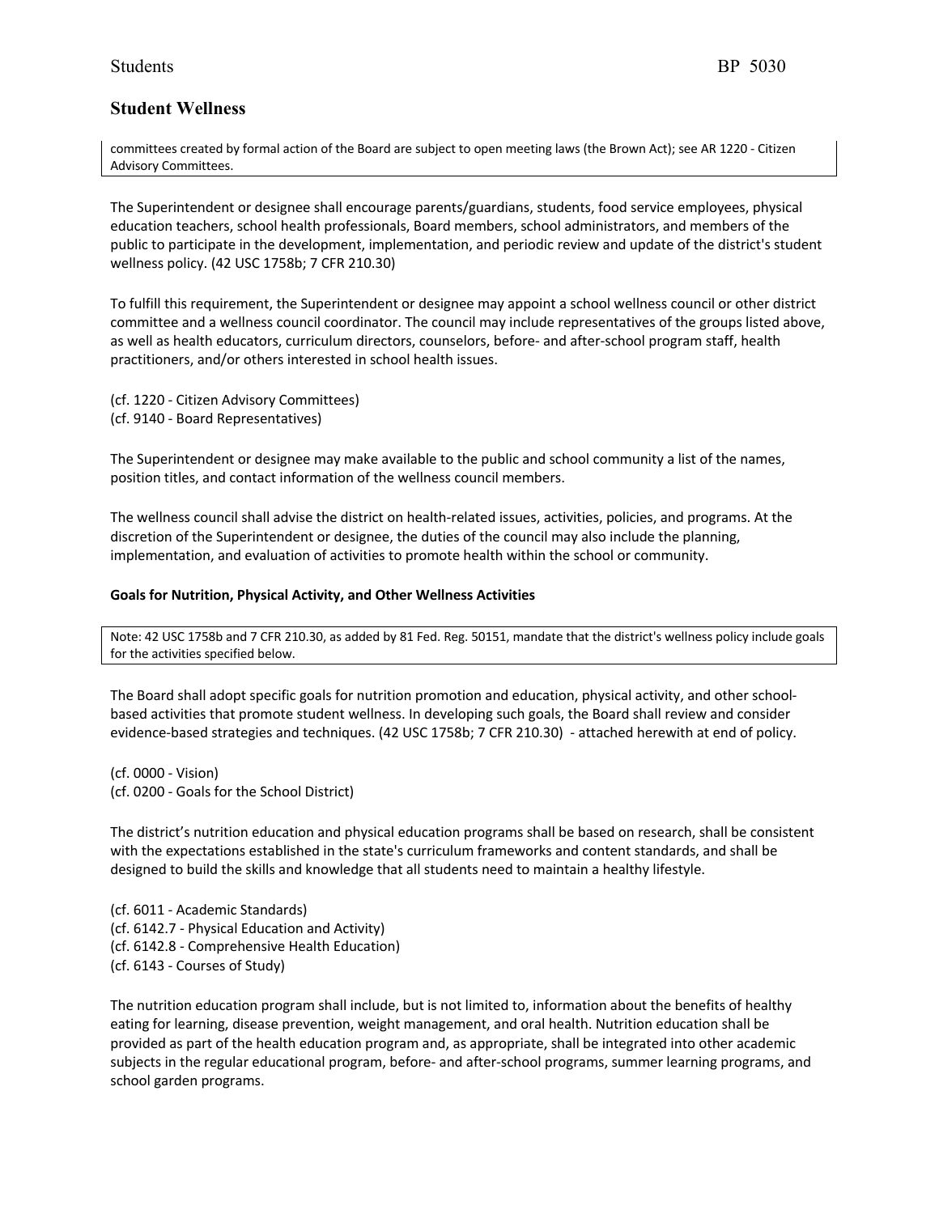committees created by formal action of the Board are subject to open meeting laws (the Brown Act); see AR 1220 - Citizen Advisory Committees.

The Superintendent or designee shall encourage parents/guardians, students, food service employees, physical education teachers, school health professionals, Board members, school administrators, and members of the public to participate in the development, implementation, and periodic review and update of the district's student wellness policy. (42 USC 1758b; 7 CFR 210.30)

To fulfill this requirement, the Superintendent or designee may appoint a school wellness council or other district committee and a wellness council coordinator. The council may include representatives of the groups listed above, as well as health educators, curriculum directors, counselors, before- and after-school program staff, health practitioners, and/or others interested in school health issues.

(cf. 1220 - Citizen Advisory Committees)
(cf. 9140 - Board Representatives)

The Superintendent or designee may make available to the public and school community a list of the names, position titles, and contact information of the wellness council members.

The wellness council shall advise the district on health-related issues, activities, policies, and programs. At the discretion of the Superintendent or designee, the duties of the council may also include the planning, implementation, and evaluation of activities to promote health within the school or community.

**Goals for Nutrition, Physical Activity, and Other Wellness Activities**

Note: 42 USC 1758b and 7 CFR 210.30, as added by 81 Fed. Reg. 50151, mandate that the district's wellness policy include goals for the activities specified below.

The Board shall adopt specific goals for nutrition promotion and education, physical activity, and other school-based activities that promote student wellness. In developing such goals, the Board shall review and consider evidence-based strategies and techniques. (42 USC 1758b; 7 CFR 210.30) - attached herewith at end of policy.

(cf. 0000 - Vision)
(cf. 0200 - Goals for the School District)

The district's nutrition education and physical education programs shall be based on research, shall be consistent with the expectations established in the state's curriculum frameworks and content standards, and shall be designed to build the skills and knowledge that all students need to maintain a healthy lifestyle.

(cf. 6011 - Academic Standards)
(cf. 6142.7 - Physical Education and Activity)
(cf. 6142.8 - Comprehensive Health Education)
(cf. 6143 - Courses of Study)

The nutrition education program shall include, but is not limited to, information about the benefits of healthy eating for learning, disease prevention, weight management, and oral health. Nutrition education shall be provided as part of the health education program and, as appropriate, shall be integrated into other academic subjects in the regular educational program, before- and after-school programs, summer learning programs, and school garden programs.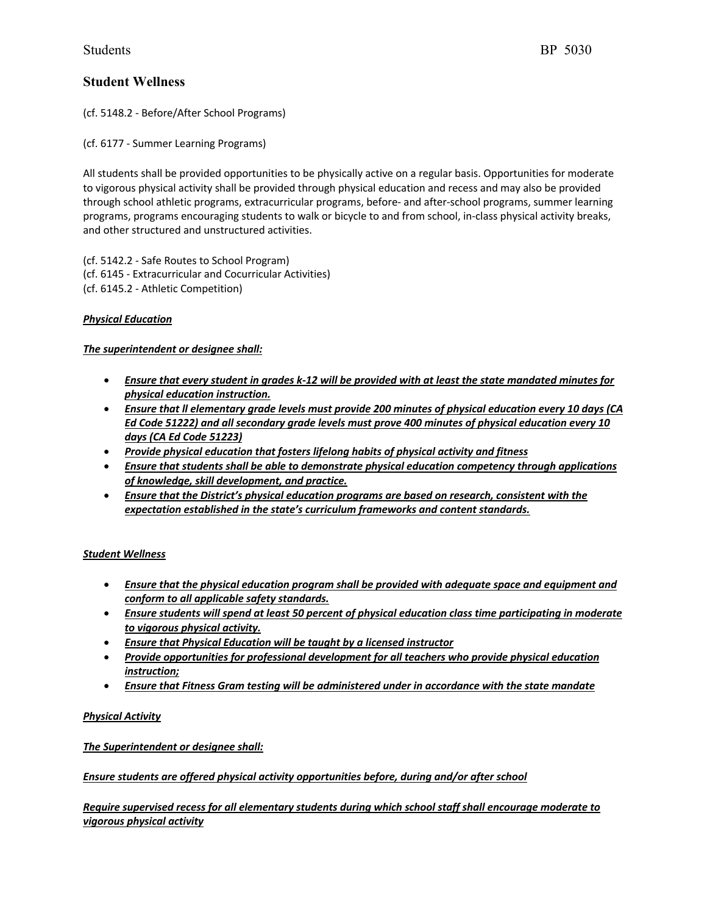# Student Wellness

(cf. 5148.2 - Before/After School Programs)

(cf. 6177 - Summer Learning Programs)

All students shall be provided opportunities to be physically active on a regular basis. Opportunities for moderate to vigorous physical activity shall be provided through physical education and recess and may also be provided through school athletic programs, extracurricular programs, before- and after-school programs, summer learning programs, programs encouraging students to walk or bicycle to and from school, in-class physical activity breaks, and other structured and unstructured activities.

(cf. 5142.2 - Safe Routes to School Program)
(cf. 6145 - Extracurricular and Cocurricular Activities)
(cf. 6145.2 - Athletic Competition)

***Physical Education***

***The superintendent or designee shall:***

- ***Ensure that every student in grades k-12 will be provided with at least the state mandated minutes for physical education instruction.***
- ***Ensure that ll elementary grade levels must provide 200 minutes of physical education every 10 days (CA Ed Code 51222) and all secondary grade levels must prove 400 minutes of physical education every 10 days (CA Ed Code 51223)***
- ***Provide physical education that fosters lifelong habits of physical activity and fitness***
- ***Ensure that students shall be able to demonstrate physical education competency through applications of knowledge, skill development, and practice.***
- ***Ensure that the District's physical education programs are based on research, consistent with the expectation established in the state's curriculum frameworks and content standards.***

***Student Wellness***

- ***Ensure that the physical education program shall be provided with adequate space and equipment and conform to all applicable safety standards.***
- ***Ensure students will spend at least 50 percent of physical education class time participating in moderate to vigorous physical activity.***
- ***Ensure that Physical Education will be taught by a licensed instructor***
- ***Provide opportunities for professional development for all teachers who provide physical education instruction;***
- ***Ensure that Fitness Gram testing will be administered under in accordance with the state mandate***

***Physical Activity***

***The Superintendent or designee shall:***

***Ensure students are offered physical activity opportunities before, during and/or after school***

***Require supervised recess for all elementary students during which school staff shall encourage moderate to vigorous physical activity***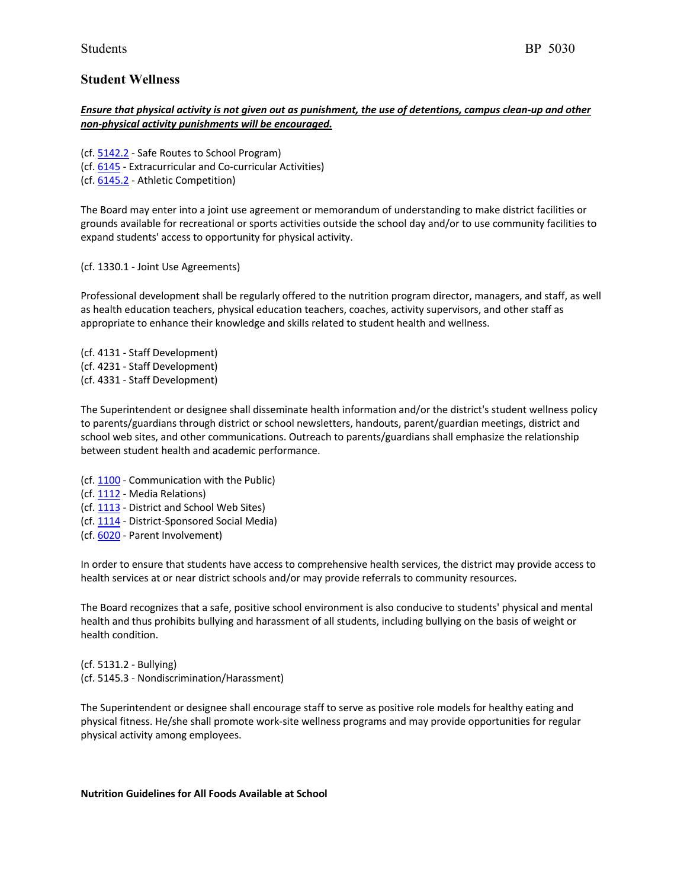**_Ensure that physical activity is not given out as punishment, the use of detentions, campus clean-up and other non-physical activity punishments will be encouraged._**

(cf. 5142.2 - Safe Routes to School Program)
(cf. 6145 - Extracurricular and Co-curricular Activities)
(cf. 6145.2 - Athletic Competition)

The Board may enter into a joint use agreement or memorandum of understanding to make district facilities or grounds available for recreational or sports activities outside the school day and/or to use community facilities to expand students' access to opportunity for physical activity.

(cf. 1330.1 - Joint Use Agreements)

Professional development shall be regularly offered to the nutrition program director, managers, and staff, as well as health education teachers, physical education teachers, coaches, activity supervisors, and other staff as appropriate to enhance their knowledge and skills related to student health and wellness.

(cf. 4131 - Staff Development)
(cf. 4231 - Staff Development)
(cf. 4331 - Staff Development)

The Superintendent or designee shall disseminate health information and/or the district's student wellness policy to parents/guardians through district or school newsletters, handouts, parent/guardian meetings, district and school web sites, and other communications. Outreach to parents/guardians shall emphasize the relationship between student health and academic performance.

(cf. 1100 - Communication with the Public)
(cf. 1112 - Media Relations)
(cf. 1113 - District and School Web Sites)
(cf. 1114 - District-Sponsored Social Media)
(cf. 6020 - Parent Involvement)

In order to ensure that students have access to comprehensive health services, the district may provide access to health services at or near district schools and/or may provide referrals to community resources.

The Board recognizes that a safe, positive school environment is also conducive to students' physical and mental health and thus prohibits bullying and harassment of all students, including bullying on the basis of weight or health condition.

(cf. 5131.2 - Bullying)
(cf. 5145.3 - Nondiscrimination/Harassment)

The Superintendent or designee shall encourage staff to serve as positive role models for healthy eating and physical fitness. He/she shall promote work-site wellness programs and may provide opportunities for regular physical activity among employees.

**Nutrition Guidelines for All Foods Available at School**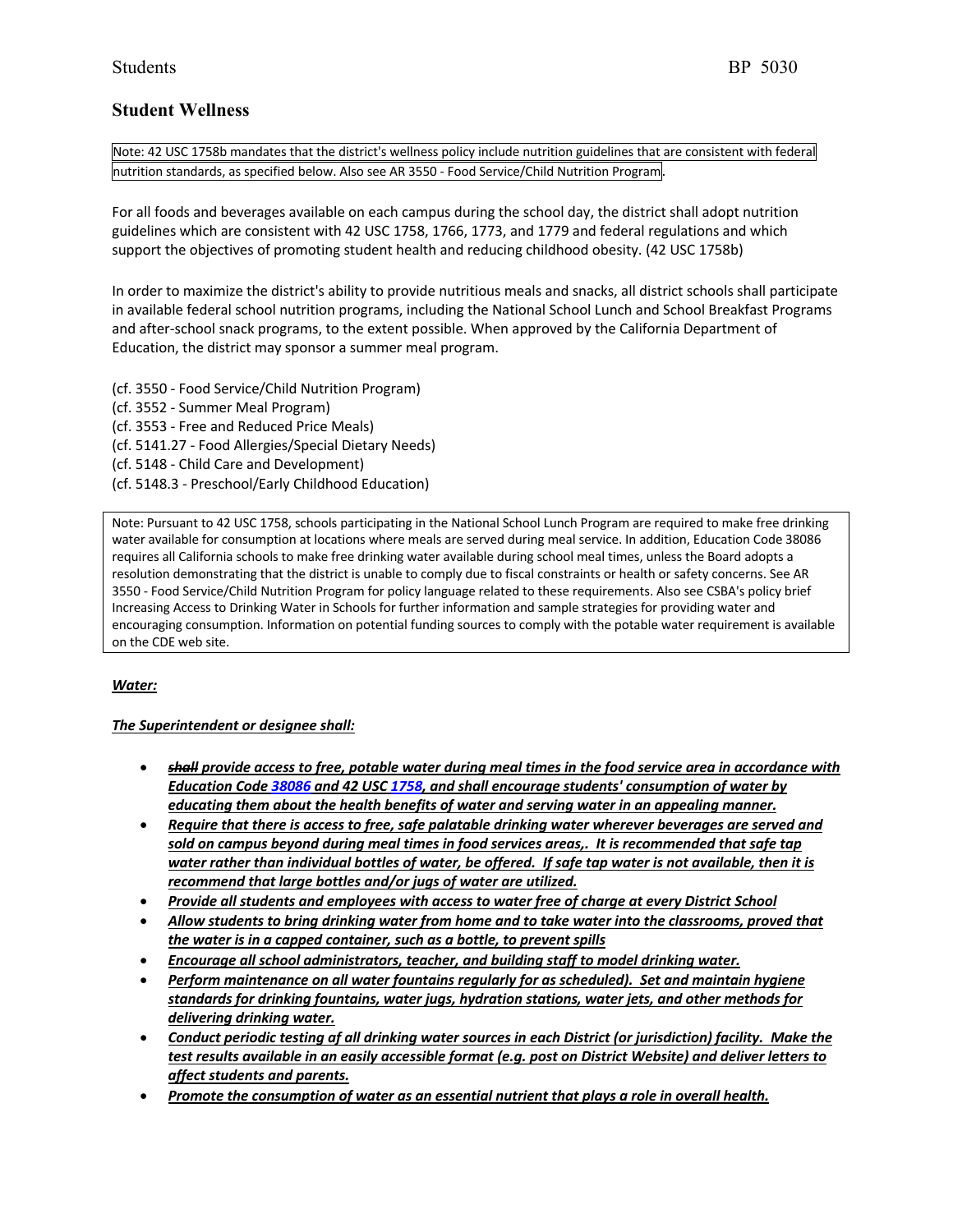Students BP 5030

## Student Wellness

Note: 42 USC 1758b mandates that the district's wellness policy include nutrition guidelines that are consistent with federal nutrition standards, as specified below. Also see AR 3550 - Food Service/Child Nutrition Program.

For all foods and beverages available on each campus during the school day, the district shall adopt nutrition guidelines which are consistent with 42 USC 1758, 1766, 1773, and 1779 and federal regulations and which support the objectives of promoting student health and reducing childhood obesity. (42 USC 1758b)

In order to maximize the district's ability to provide nutritious meals and snacks, all district schools shall participate in available federal school nutrition programs, including the National School Lunch and School Breakfast Programs and after-school snack programs, to the extent possible. When approved by the California Department of Education, the district may sponsor a summer meal program.

(cf. 3550 - Food Service/Child Nutrition Program)
(cf. 3552 - Summer Meal Program)
(cf. 3553 - Free and Reduced Price Meals)
(cf. 5141.27 - Food Allergies/Special Dietary Needs)
(cf. 5148 - Child Care and Development)
(cf. 5148.3 - Preschool/Early Childhood Education)

Note: Pursuant to 42 USC 1758, schools participating in the National School Lunch Program are required to make free drinking water available for consumption at locations where meals are served during meal service. In addition, Education Code 38086 requires all California schools to make free drinking water available during school meal times, unless the Board adopts a resolution demonstrating that the district is unable to comply due to fiscal constraints or health or safety concerns. See AR 3550 - Food Service/Child Nutrition Program for policy language related to these requirements. Also see CSBA's policy brief Increasing Access to Drinking Water in Schools for further information and sample strategies for providing water and encouraging consumption. Information on potential funding sources to comply with the potable water requirement is available on the CDE web site.

***Water:***

***The Superintendent or designee shall:***

- ***~~shall~~ provide access to free, potable water during meal times in the food service area in accordance with Education Code 38086 and 42 USC 1758, and shall encourage students' consumption of water by educating them about the health benefits of water and serving water in an appealing manner.***
- ***Require that there is access to free, safe palatable drinking water wherever beverages are served and sold on campus beyond during meal times in food services areas,. It is recommended that safe tap water rather than individual bottles of water, be offered. If safe tap water is not available, then it is recommend that large bottles and/or jugs of water are utilized.***
- ***Provide all students and employees with access to water free of charge at every District School***
- ***Allow students to bring drinking water from home and to take water into the classrooms, proved that the water is in a capped container, such as a bottle, to prevent spills***
- ***Encourage all school administrators, teacher, and building staff to model drinking water.***
- ***Perform maintenance on all water fountains regularly for as scheduled). Set and maintain hygiene standards for drinking fountains, water jugs, hydration stations, water jets, and other methods for delivering drinking water.***
- ***Conduct periodic testing af all drinking water sources in each District (or jurisdiction) facility. Make the test results available in an easily accessible format (e.g. post on District Website) and deliver letters to affect students and parents.***
- ***Promote the consumption of water as an essential nutrient that plays a role in overall health.***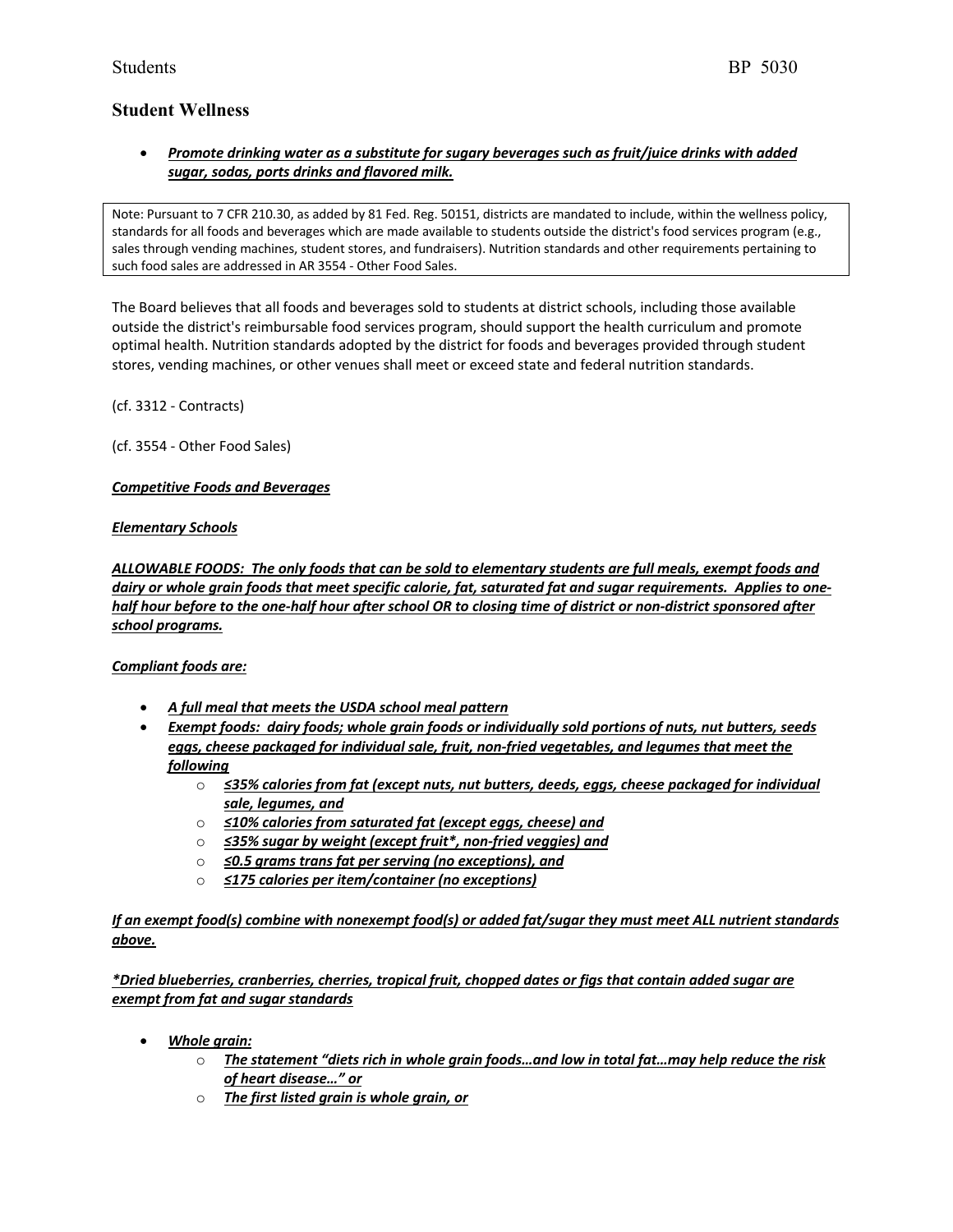## Student Wellness

- ***Promote drinking water as a substitute for sugary beverages such as fruit/juice drinks with added sugar, sodas, ports drinks and flavored milk.***

> Note: Pursuant to 7 CFR 210.30, as added by 81 Fed. Reg. 50151, districts are mandated to include, within the wellness policy, standards for all foods and beverages which are made available to students outside the district's food services program (e.g., sales through vending machines, student stores, and fundraisers). Nutrition standards and other requirements pertaining to such food sales are addressed in AR 3554 - Other Food Sales.

The Board believes that all foods and beverages sold to students at district schools, including those available outside the district's reimbursable food services program, should support the health curriculum and promote optimal health. Nutrition standards adopted by the district for foods and beverages provided through student stores, vending machines, or other venues shall meet or exceed state and federal nutrition standards.

(cf. 3312 - Contracts)

(cf. 3554 - Other Food Sales)

***Competitive Foods and Beverages***

***Elementary Schools***

***ALLOWABLE FOODS: The only foods that can be sold to elementary students are full meals, exempt foods and dairy or whole grain foods that meet specific calorie, fat, saturated fat and sugar requirements. Applies to one-half hour before to the one-half hour after school OR to closing time of district or non-district sponsored after school programs.***

***Compliant foods are:***

- ***A full meal that meets the USDA school meal pattern***
- ***Exempt foods: dairy foods; whole grain foods or individually sold portions of nuts, nut butters, seeds eggs, cheese packaged for individual sale, fruit, non-fried vegetables, and legumes that meet the following***
  - ***≤35% calories from fat (except nuts, nut butters, deeds, eggs, cheese packaged for individual sale, legumes, and***
  - ***≤10% calories from saturated fat (except eggs, cheese) and***
  - ***≤35% sugar by weight (except fruit*, non-fried veggies) and***
  - ***≤0.5 grams trans fat per serving (no exceptions), and***
  - ***≤175 calories per item/container (no exceptions)***

***If an exempt food(s) combine with nonexempt food(s) or added fat/sugar they must meet ALL nutrient standards above.***

****Dried blueberries, cranberries, cherries, tropical fruit, chopped dates or figs that contain added sugar are exempt from fat and sugar standards***

- ***Whole grain:***
  - ***The statement "diets rich in whole grain foods…and low in total fat…may help reduce the risk of heart disease…" or***
  - ***The first listed grain is whole grain, or***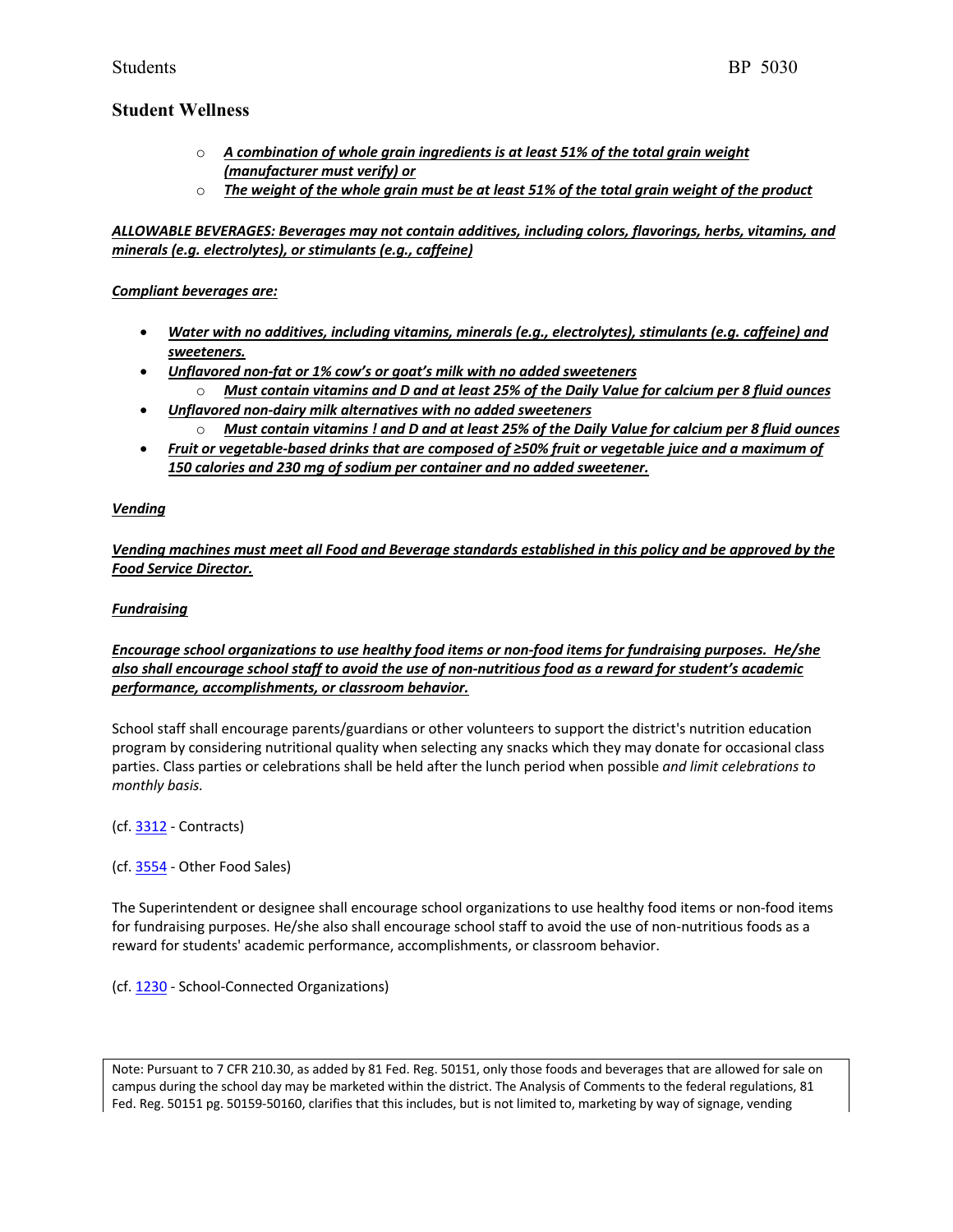- *A combination of whole grain ingredients is at least 51% of the total grain weight (manufacturer must verify) or*
  - *The weight of the whole grain must be at least 51% of the total grain weight of the product*

***ALLOWABLE BEVERAGES: Beverages may not contain additives, including colors, flavorings, herbs, vitamins, and minerals (e.g. electrolytes), or stimulants (e.g., caffeine)***

***Compliant beverages are:***

- ***Water with no additives, including vitamins, minerals (e.g., electrolytes), stimulants (e.g. caffeine) and sweeteners.***
- ***Unflavored non-fat or 1% cow's or goat's milk with no added sweeteners***
  - ***Must contain vitamins and D and at least 25% of the Daily Value for calcium per 8 fluid ounces***
- ***Unflavored non-dairy milk alternatives with no added sweeteners***
  - ***Must contain vitamins ! and D and at least 25% of the Daily Value for calcium per 8 fluid ounces***
- ***Fruit or vegetable-based drinks that are composed of ≥50% fruit or vegetable juice and a maximum of 150 calories and 230 mg of sodium per container and no added sweetener.***

***Vending***

***Vending machines must meet all Food and Beverage standards established in this policy and be approved by the Food Service Director.***

***Fundraising***

***Encourage school organizations to use healthy food items or non-food items for fundraising purposes. He/she also shall encourage school staff to avoid the use of non-nutritious food as a reward for student's academic performance, accomplishments, or classroom behavior.***

School staff shall encourage parents/guardians or other volunteers to support the district's nutrition education program by considering nutritional quality when selecting any snacks which they may donate for occasional class parties. Class parties or celebrations shall be held after the lunch period when possible *and limit celebrations to monthly basis.*

(cf. 3312 - Contracts)

(cf. 3554 - Other Food Sales)

The Superintendent or designee shall encourage school organizations to use healthy food items or non-food items for fundraising purposes. He/she also shall encourage school staff to avoid the use of non-nutritious foods as a reward for students' academic performance, accomplishments, or classroom behavior.

(cf. 1230 - School-Connected Organizations)

Note: Pursuant to 7 CFR 210.30, as added by 81 Fed. Reg. 50151, only those foods and beverages that are allowed for sale on campus during the school day may be marketed within the district. The Analysis of Comments to the federal regulations, 81 Fed. Reg. 50151 pg. 50159-50160, clarifies that this includes, but is not limited to, marketing by way of signage, vending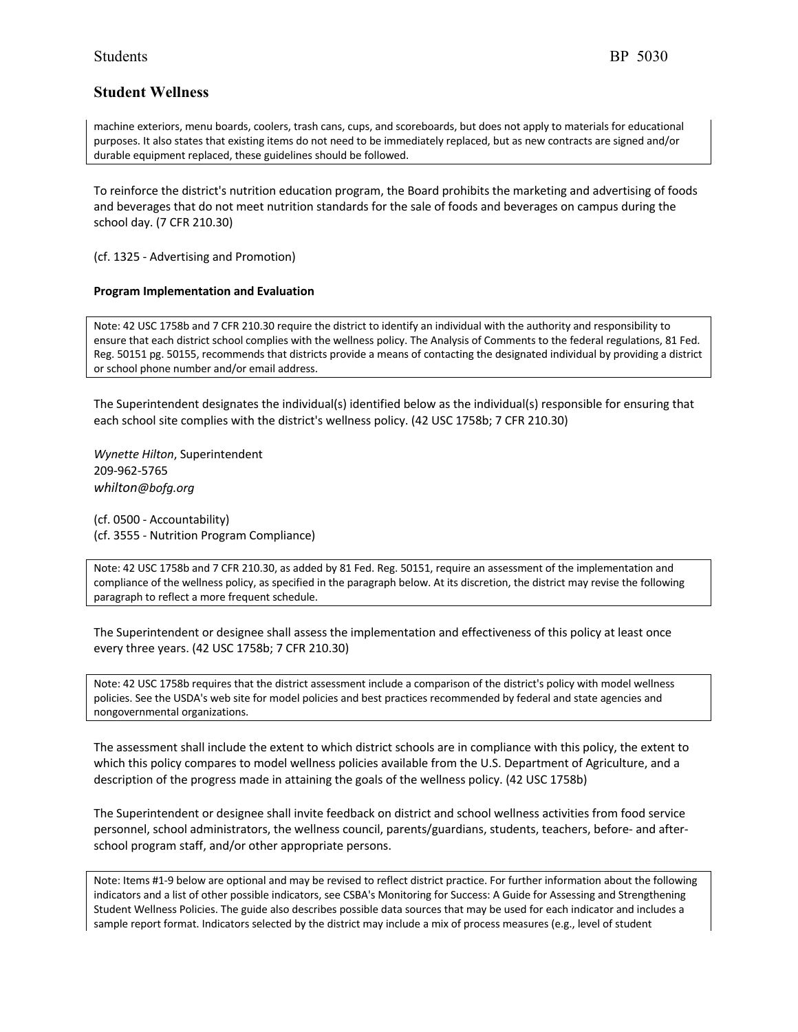machine exteriors, menu boards, coolers, trash cans, cups, and scoreboards, but does not apply to materials for educational purposes. It also states that existing items do not need to be immediately replaced, but as new contracts are signed and/or durable equipment replaced, these guidelines should be followed.

To reinforce the district's nutrition education program, the Board prohibits the marketing and advertising of foods and beverages that do not meet nutrition standards for the sale of foods and beverages on campus during the school day. (7 CFR 210.30)

(cf. 1325 - Advertising and Promotion)

**Program Implementation and Evaluation**

Note: 42 USC 1758b and 7 CFR 210.30 require the district to identify an individual with the authority and responsibility to ensure that each district school complies with the wellness policy. The Analysis of Comments to the federal regulations, 81 Fed. Reg. 50151 pg. 50155, recommends that districts provide a means of contacting the designated individual by providing a district or school phone number and/or email address.

The Superintendent designates the individual(s) identified below as the individual(s) responsible for ensuring that each school site complies with the district's wellness policy. (42 USC 1758b; 7 CFR 210.30)

*Wynette Hilton*, Superintendent
209-962-5765
*whilton@bofg.org*

(cf. 0500 - Accountability)
(cf. 3555 - Nutrition Program Compliance)

Note: 42 USC 1758b and 7 CFR 210.30, as added by 81 Fed. Reg. 50151, require an assessment of the implementation and compliance of the wellness policy, as specified in the paragraph below. At its discretion, the district may revise the following paragraph to reflect a more frequent schedule.

The Superintendent or designee shall assess the implementation and effectiveness of this policy at least once every three years. (42 USC 1758b; 7 CFR 210.30)

Note: 42 USC 1758b requires that the district assessment include a comparison of the district's policy with model wellness policies. See the USDA's web site for model policies and best practices recommended by federal and state agencies and nongovernmental organizations.

The assessment shall include the extent to which district schools are in compliance with this policy, the extent to which this policy compares to model wellness policies available from the U.S. Department of Agriculture, and a description of the progress made in attaining the goals of the wellness policy. (42 USC 1758b)

The Superintendent or designee shall invite feedback on district and school wellness activities from food service personnel, school administrators, the wellness council, parents/guardians, students, teachers, before- and after-school program staff, and/or other appropriate persons.

Note: Items #1-9 below are optional and may be revised to reflect district practice. For further information about the following indicators and a list of other possible indicators, see CSBA's Monitoring for Success: A Guide for Assessing and Strengthening Student Wellness Policies. The guide also describes possible data sources that may be used for each indicator and includes a sample report format. Indicators selected by the district may include a mix of process measures (e.g., level of student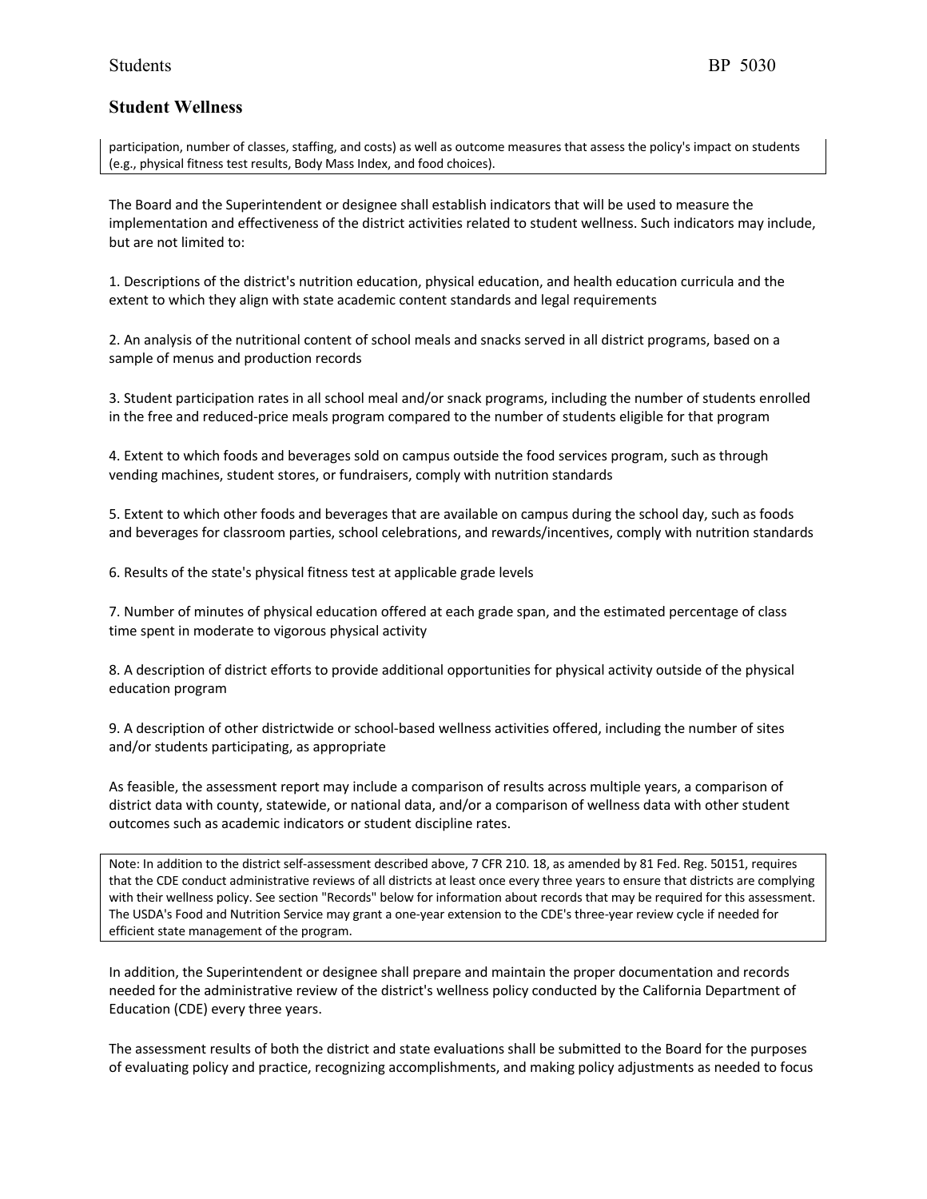participation, number of classes, staffing, and costs) as well as outcome measures that assess the policy's impact on students (e.g., physical fitness test results, Body Mass Index, and food choices).

The Board and the Superintendent or designee shall establish indicators that will be used to measure the implementation and effectiveness of the district activities related to student wellness. Such indicators may include, but are not limited to:

1. Descriptions of the district's nutrition education, physical education, and health education curricula and the extent to which they align with state academic content standards and legal requirements

2. An analysis of the nutritional content of school meals and snacks served in all district programs, based on a sample of menus and production records

3. Student participation rates in all school meal and/or snack programs, including the number of students enrolled in the free and reduced-price meals program compared to the number of students eligible for that program

4. Extent to which foods and beverages sold on campus outside the food services program, such as through vending machines, student stores, or fundraisers, comply with nutrition standards

5. Extent to which other foods and beverages that are available on campus during the school day, such as foods and beverages for classroom parties, school celebrations, and rewards/incentives, comply with nutrition standards

6. Results of the state's physical fitness test at applicable grade levels

7. Number of minutes of physical education offered at each grade span, and the estimated percentage of class time spent in moderate to vigorous physical activity

8. A description of district efforts to provide additional opportunities for physical activity outside of the physical education program

9. A description of other districtwide or school-based wellness activities offered, including the number of sites and/or students participating, as appropriate

As feasible, the assessment report may include a comparison of results across multiple years, a comparison of district data with county, statewide, or national data, and/or a comparison of wellness data with other student outcomes such as academic indicators or student discipline rates.

Note: In addition to the district self-assessment described above, 7 CFR 210. 18, as amended by 81 Fed. Reg. 50151, requires that the CDE conduct administrative reviews of all districts at least once every three years to ensure that districts are complying with their wellness policy. See section "Records" below for information about records that may be required for this assessment. The USDA's Food and Nutrition Service may grant a one-year extension to the CDE's three-year review cycle if needed for efficient state management of the program.

In addition, the Superintendent or designee shall prepare and maintain the proper documentation and records needed for the administrative review of the district's wellness policy conducted by the California Department of Education (CDE) every three years.

The assessment results of both the district and state evaluations shall be submitted to the Board for the purposes of evaluating policy and practice, recognizing accomplishments, and making policy adjustments as needed to focus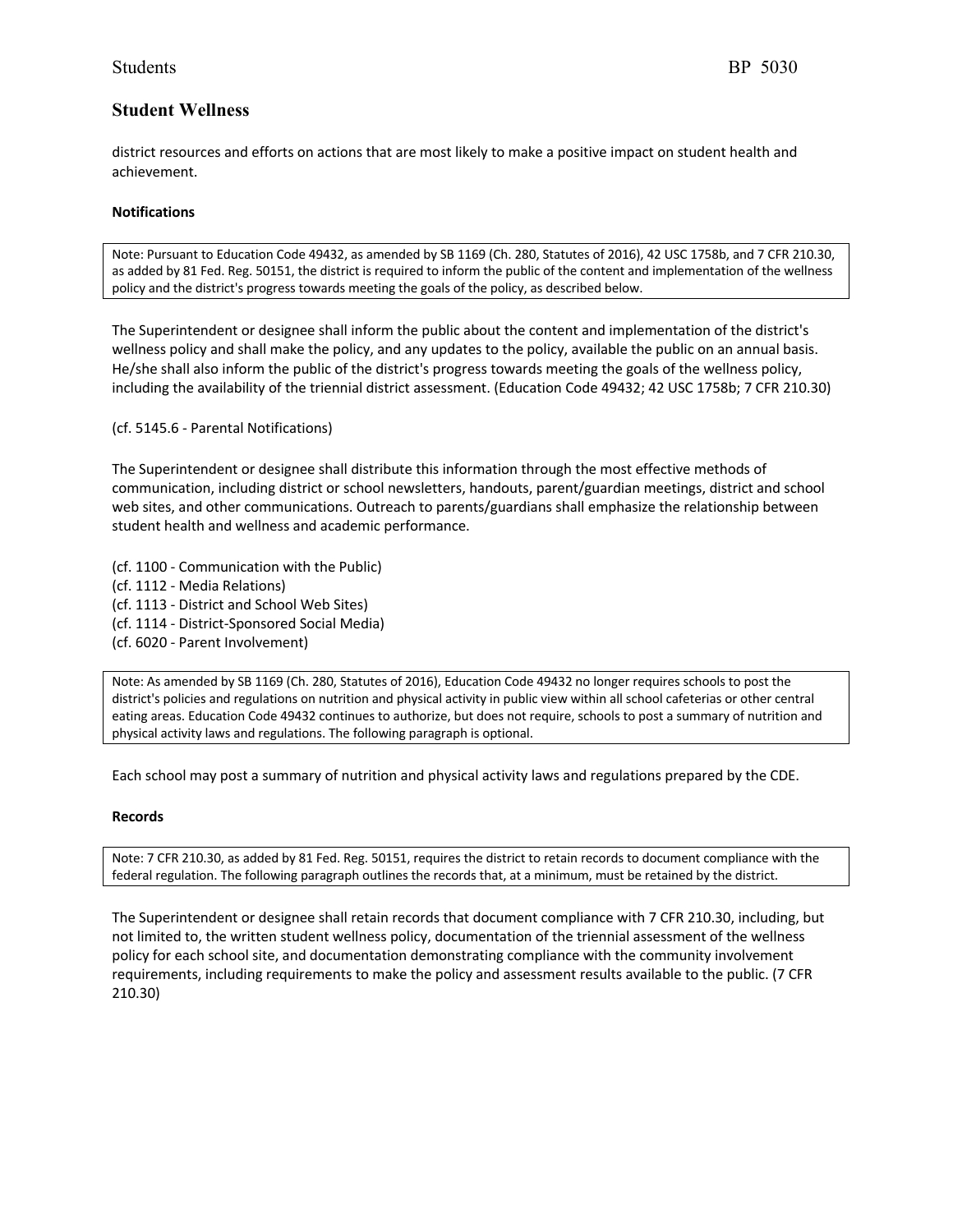district resources and efforts on actions that are most likely to make a positive impact on student health and achievement.

**Notifications**

> Note: Pursuant to Education Code 49432, as amended by SB 1169 (Ch. 280, Statutes of 2016), 42 USC 1758b, and 7 CFR 210.30, as added by 81 Fed. Reg. 50151, the district is required to inform the public of the content and implementation of the wellness policy and the district's progress towards meeting the goals of the policy, as described below.

The Superintendent or designee shall inform the public about the content and implementation of the district's wellness policy and shall make the policy, and any updates to the policy, available the public on an annual basis. He/she shall also inform the public of the district's progress towards meeting the goals of the wellness policy, including the availability of the triennial district assessment. (Education Code 49432; 42 USC 1758b; 7 CFR 210.30)

(cf. 5145.6 - Parental Notifications)

The Superintendent or designee shall distribute this information through the most effective methods of communication, including district or school newsletters, handouts, parent/guardian meetings, district and school web sites, and other communications. Outreach to parents/guardians shall emphasize the relationship between student health and wellness and academic performance.

(cf. 1100 - Communication with the Public)
(cf. 1112 - Media Relations)
(cf. 1113 - District and School Web Sites)
(cf. 1114 - District-Sponsored Social Media)
(cf. 6020 - Parent Involvement)

> Note: As amended by SB 1169 (Ch. 280, Statutes of 2016), Education Code 49432 no longer requires schools to post the district's policies and regulations on nutrition and physical activity in public view within all school cafeterias or other central eating areas. Education Code 49432 continues to authorize, but does not require, schools to post a summary of nutrition and physical activity laws and regulations. The following paragraph is optional.

Each school may post a summary of nutrition and physical activity laws and regulations prepared by the CDE.

**Records**

> Note: 7 CFR 210.30, as added by 81 Fed. Reg. 50151, requires the district to retain records to document compliance with the federal regulation. The following paragraph outlines the records that, at a minimum, must be retained by the district.

The Superintendent or designee shall retain records that document compliance with 7 CFR 210.30, including, but not limited to, the written student wellness policy, documentation of the triennial assessment of the wellness policy for each school site, and documentation demonstrating compliance with the community involvement requirements, including requirements to make the policy and assessment results available to the public. (7 CFR 210.30)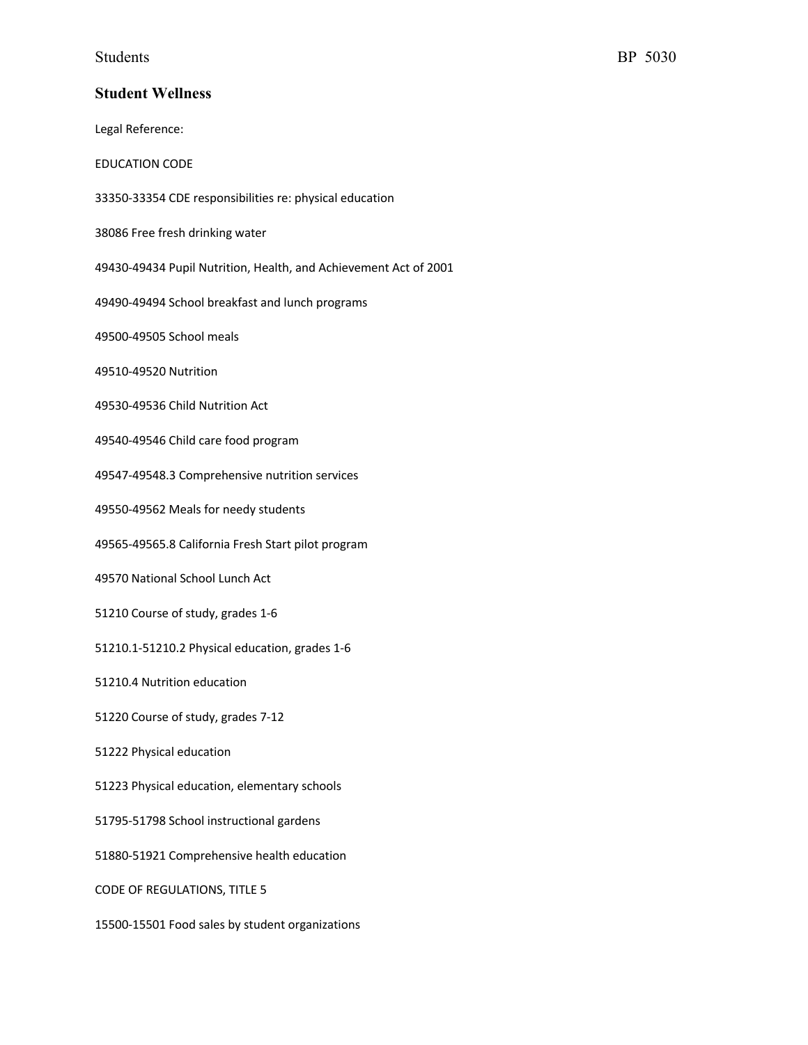## Student Wellness

Legal Reference:

EDUCATION CODE

33350-33354 CDE responsibilities re: physical education

38086 Free fresh drinking water

49430-49434 Pupil Nutrition, Health, and Achievement Act of 2001

49490-49494 School breakfast and lunch programs

49500-49505 School meals

49510-49520 Nutrition

49530-49536 Child Nutrition Act

49540-49546 Child care food program

49547-49548.3 Comprehensive nutrition services

49550-49562 Meals for needy students

49565-49565.8 California Fresh Start pilot program

49570 National School Lunch Act

51210 Course of study, grades 1-6

51210.1-51210.2 Physical education, grades 1-6

51210.4 Nutrition education

51220 Course of study, grades 7-12

51222 Physical education

51223 Physical education, elementary schools

51795-51798 School instructional gardens

51880-51921 Comprehensive health education

CODE OF REGULATIONS, TITLE 5

15500-15501 Food sales by student organizations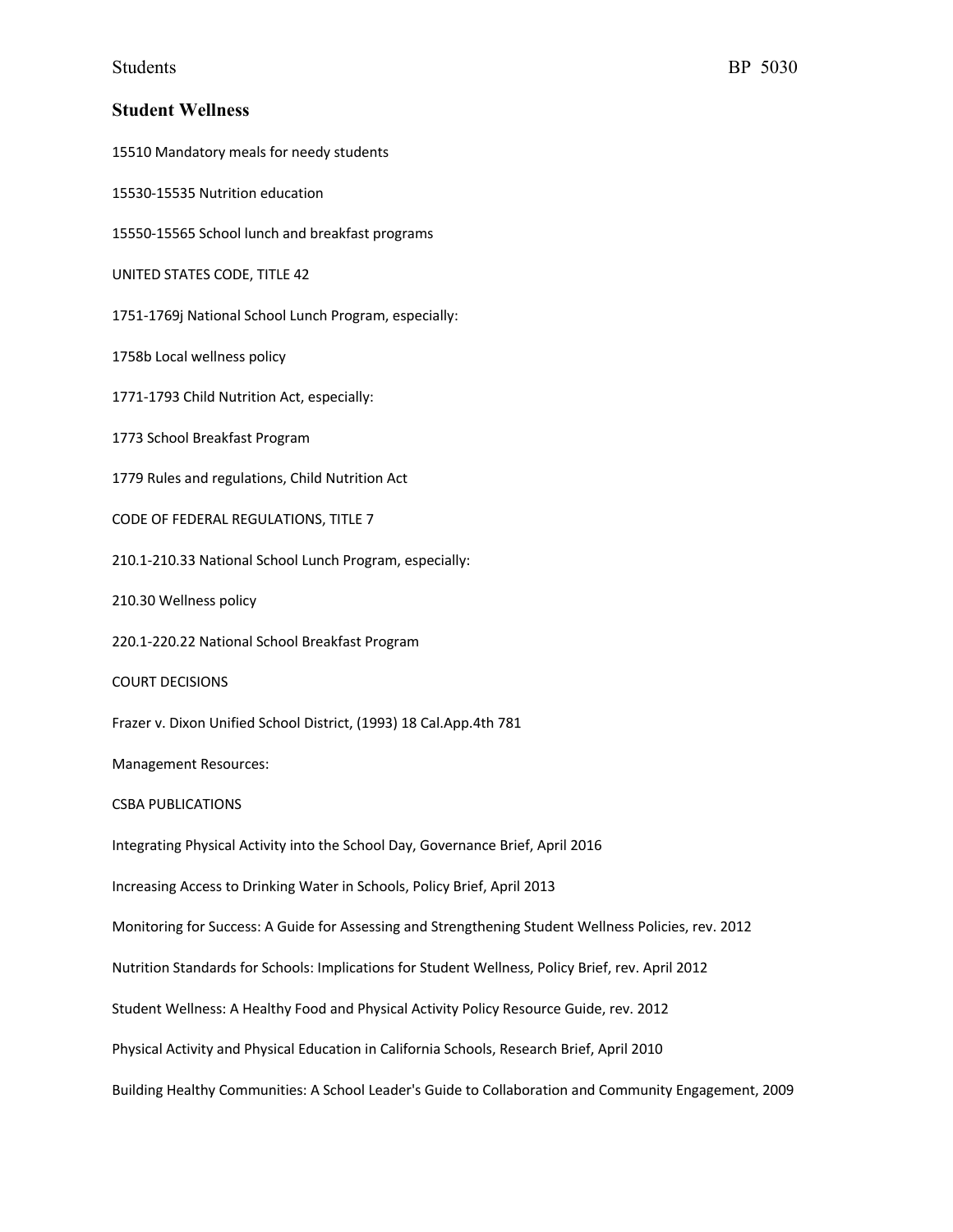# Student Wellness

15510 Mandatory meals for needy students

15530-15535 Nutrition education

15550-15565 School lunch and breakfast programs

UNITED STATES CODE, TITLE 42

1751-1769j National School Lunch Program, especially:

1758b Local wellness policy

1771-1793 Child Nutrition Act, especially:

1773 School Breakfast Program

1779 Rules and regulations, Child Nutrition Act

CODE OF FEDERAL REGULATIONS, TITLE 7

210.1-210.33 National School Lunch Program, especially:

210.30 Wellness policy

220.1-220.22 National School Breakfast Program

COURT DECISIONS

Frazer v. Dixon Unified School District, (1993) 18 Cal.App.4th 781

Management Resources:

CSBA PUBLICATIONS

Integrating Physical Activity into the School Day, Governance Brief, April 2016

Increasing Access to Drinking Water in Schools, Policy Brief, April 2013

Monitoring for Success: A Guide for Assessing and Strengthening Student Wellness Policies, rev. 2012

Nutrition Standards for Schools: Implications for Student Wellness, Policy Brief, rev. April 2012

Student Wellness: A Healthy Food and Physical Activity Policy Resource Guide, rev. 2012

Physical Activity and Physical Education in California Schools, Research Brief, April 2010

Building Healthy Communities: A School Leader's Guide to Collaboration and Community Engagement, 2009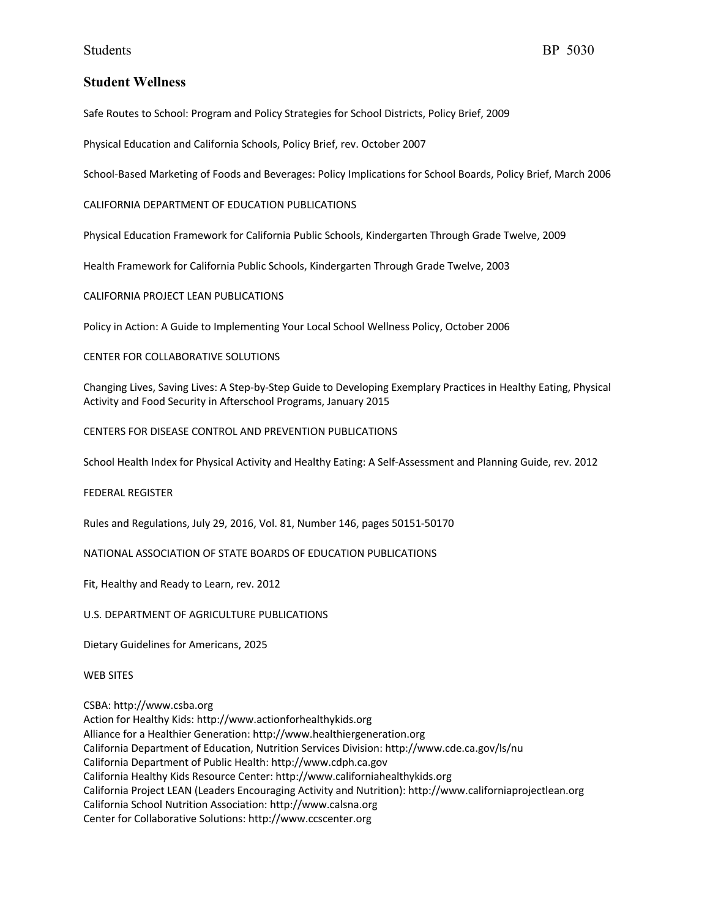Safe Routes to School: Program and Policy Strategies for School Districts, Policy Brief, 2009

Physical Education and California Schools, Policy Brief, rev. October 2007

School-Based Marketing of Foods and Beverages: Policy Implications for School Boards, Policy Brief, March 2006

CALIFORNIA DEPARTMENT OF EDUCATION PUBLICATIONS

Physical Education Framework for California Public Schools, Kindergarten Through Grade Twelve, 2009

Health Framework for California Public Schools, Kindergarten Through Grade Twelve, 2003

CALIFORNIA PROJECT LEAN PUBLICATIONS

Policy in Action: A Guide to Implementing Your Local School Wellness Policy, October 2006

CENTER FOR COLLABORATIVE SOLUTIONS

Changing Lives, Saving Lives: A Step-by-Step Guide to Developing Exemplary Practices in Healthy Eating, Physical Activity and Food Security in Afterschool Programs, January 2015

CENTERS FOR DISEASE CONTROL AND PREVENTION PUBLICATIONS

School Health Index for Physical Activity and Healthy Eating: A Self-Assessment and Planning Guide, rev. 2012

FEDERAL REGISTER

Rules and Regulations, July 29, 2016, Vol. 81, Number 146, pages 50151-50170

NATIONAL ASSOCIATION OF STATE BOARDS OF EDUCATION PUBLICATIONS

Fit, Healthy and Ready to Learn, rev. 2012

U.S. DEPARTMENT OF AGRICULTURE PUBLICATIONS

Dietary Guidelines for Americans, 2025

WEB SITES

CSBA: http://www.csba.org
Action for Healthy Kids: http://www.actionforhealthykids.org
Alliance for a Healthier Generation: http://www.healthiergeneration.org
California Department of Education, Nutrition Services Division: http://www.cde.ca.gov/ls/nu
California Department of Public Health: http://www.cdph.ca.gov
California Healthy Kids Resource Center: http://www.californiahealthykids.org
California Project LEAN (Leaders Encouraging Activity and Nutrition): http://www.californiaprojectlean.org
California School Nutrition Association: http://www.calsna.org
Center for Collaborative Solutions: http://www.ccscenter.org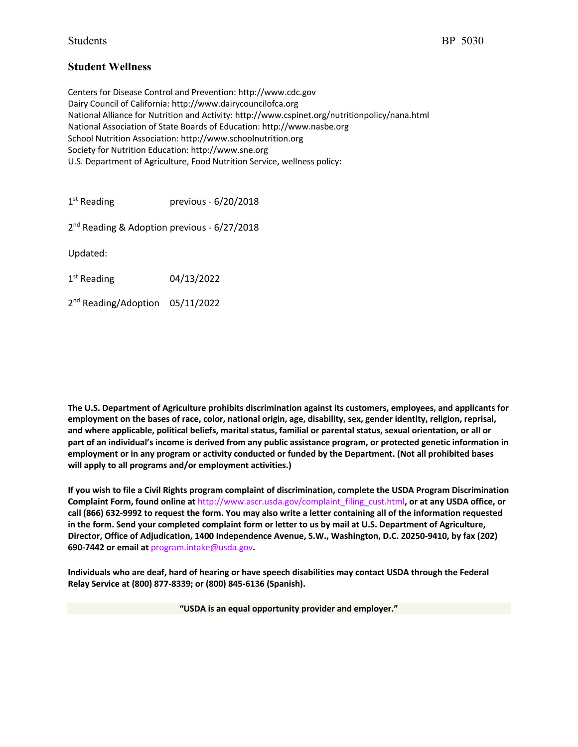## Student Wellness

Centers for Disease Control and Prevention: http://www.cdc.gov
Dairy Council of California: http://www.dairycouncilofca.org
National Alliance for Nutrition and Activity: http://www.cspinet.org/nutritionpolicy/nana.html
National Association of State Boards of Education: http://www.nasbe.org
School Nutrition Association: http://www.schoolnutrition.org
Society for Nutrition Education: http://www.sne.org
U.S. Department of Agriculture, Food Nutrition Service, wellness policy:

1st Reading previous - 6/20/2018

2nd Reading & Adoption previous - 6/27/2018

Updated:

1st Reading 04/13/2022

2nd Reading/Adoption 05/11/2022

**The U.S. Department of Agriculture prohibits discrimination against its customers, employees, and applicants for employment on the bases of race, color, national origin, age, disability, sex, gender identity, religion, reprisal, and where applicable, political beliefs, marital status, familial or parental status, sexual orientation, or all or part of an individual's income is derived from any public assistance program, or protected genetic information in employment or in any program or activity conducted or funded by the Department. (Not all prohibited bases will apply to all programs and/or employment activities.)**

**If you wish to file a Civil Rights program complaint of discrimination, complete the USDA Program Discrimination Complaint Form, found online at http://www.ascr.usda.gov/complaint_filing_cust.html, or at any USDA office, or call (866) 632-9992 to request the form. You may also write a letter containing all of the information requested in the form. Send your completed complaint form or letter to us by mail at U.S. Department of Agriculture, Director, Office of Adjudication, 1400 Independence Avenue, S.W., Washington, D.C. 20250-9410, by fax (202) 690-7442 or email at program.intake@usda.gov.**

**Individuals who are deaf, hard of hearing or have speech disabilities may contact USDA through the Federal Relay Service at (800) 877-8339; or (800) 845-6136 (Spanish).**

**"USDA is an equal opportunity provider and employer."**